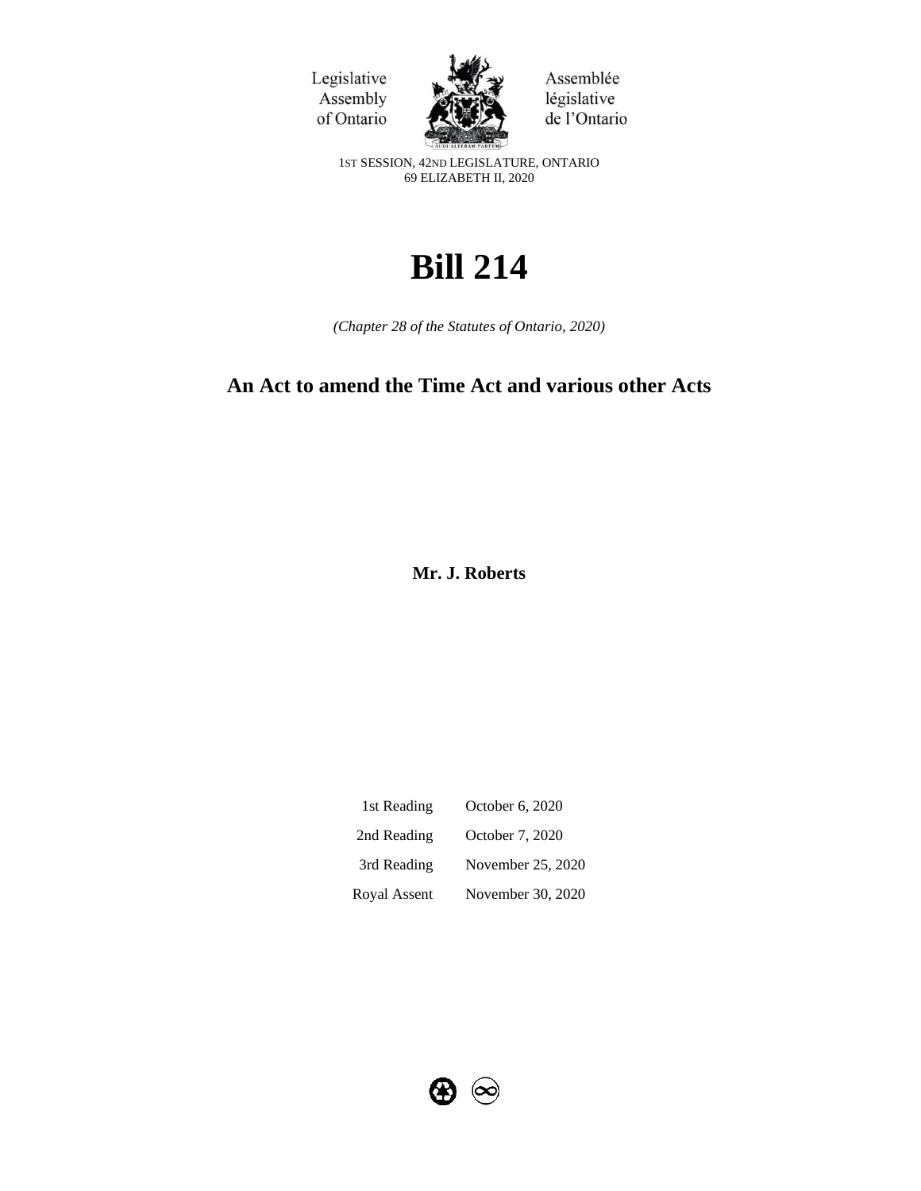Legislative Assembly of Ontario

Assemblée législative de l'Ontario

1ST SESSION, 42ND LEGISLATURE, ONTARIO
69 ELIZABETH II, 2020

# Bill 214

*(Chapter 28 of the Statutes of Ontario, 2020)*

## An Act to amend the Time Act and various other Acts

**Mr. J. Roberts**

| | |
|---|---|
| 1st Reading | October 6, 2020 |
| 2nd Reading | October 7, 2020 |
| 3rd Reading | November 25, 2020 |
| Royal Assent | November 30, 2020 |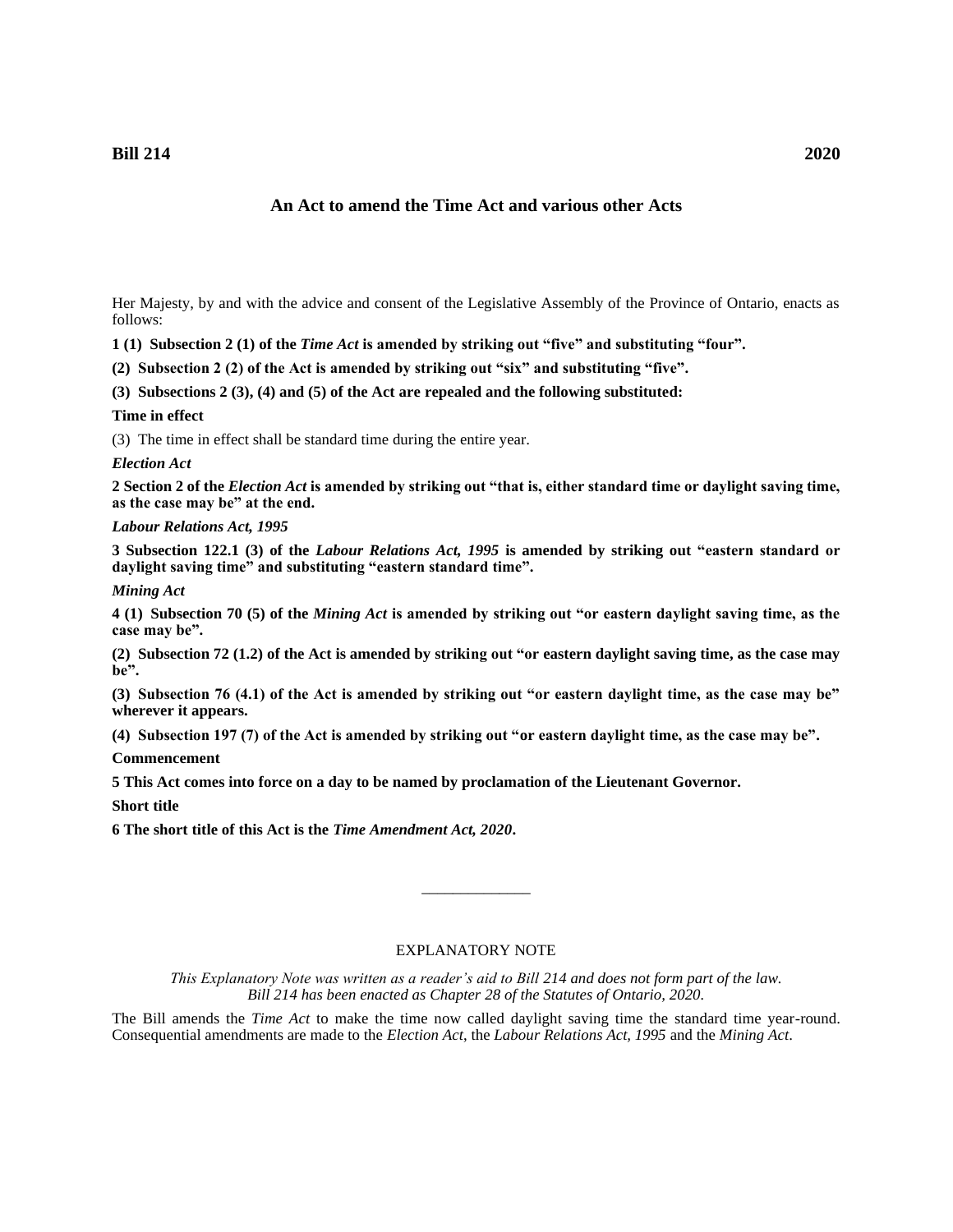**Bill 214** **2020**

## An Act to amend the Time Act and various other Acts

Her Majesty, by and with the advice and consent of the Legislative Assembly of the Province of Ontario, enacts as follows:

**1 (1) Subsection 2 (1) of the *Time Act* is amended by striking out "five" and substituting "four".**

**(2) Subsection 2 (2) of the Act is amended by striking out "six" and substituting "five".**

**(3) Subsections 2 (3), (4) and (5) of the Act are repealed and the following substituted:**

**Time in effect**

(3) The time in effect shall be standard time during the entire year.

***Election Act***

**2 Section 2 of the *Election Act* is amended by striking out "that is, either standard time or daylight saving time, as the case may be" at the end.**

***Labour Relations Act, 1995***

**3 Subsection 122.1 (3) of the *Labour Relations Act, 1995* is amended by striking out "eastern standard or daylight saving time" and substituting "eastern standard time".**

***Mining Act***

**4 (1) Subsection 70 (5) of the *Mining Act* is amended by striking out "or eastern daylight saving time, as the case may be".**

**(2) Subsection 72 (1.2) of the Act is amended by striking out "or eastern daylight saving time, as the case may be".**

**(3) Subsection 76 (4.1) of the Act is amended by striking out "or eastern daylight time, as the case may be" wherever it appears.**

**(4) Subsection 197 (7) of the Act is amended by striking out "or eastern daylight time, as the case may be".**

**Commencement**

**5 This Act comes into force on a day to be named by proclamation of the Lieutenant Governor.**

**Short title**

**6 The short title of this Act is the *Time Amendment Act, 2020*.**

---

EXPLANATORY NOTE

*This Explanatory Note was written as a reader's aid to Bill 214 and does not form part of the law. Bill 214 has been enacted as Chapter 28 of the Statutes of Ontario, 2020.*

The Bill amends the *Time Act* to make the time now called daylight saving time the standard time year-round. Consequential amendments are made to the *Election Act*, the *Labour Relations Act, 1995* and the *Mining Act*.